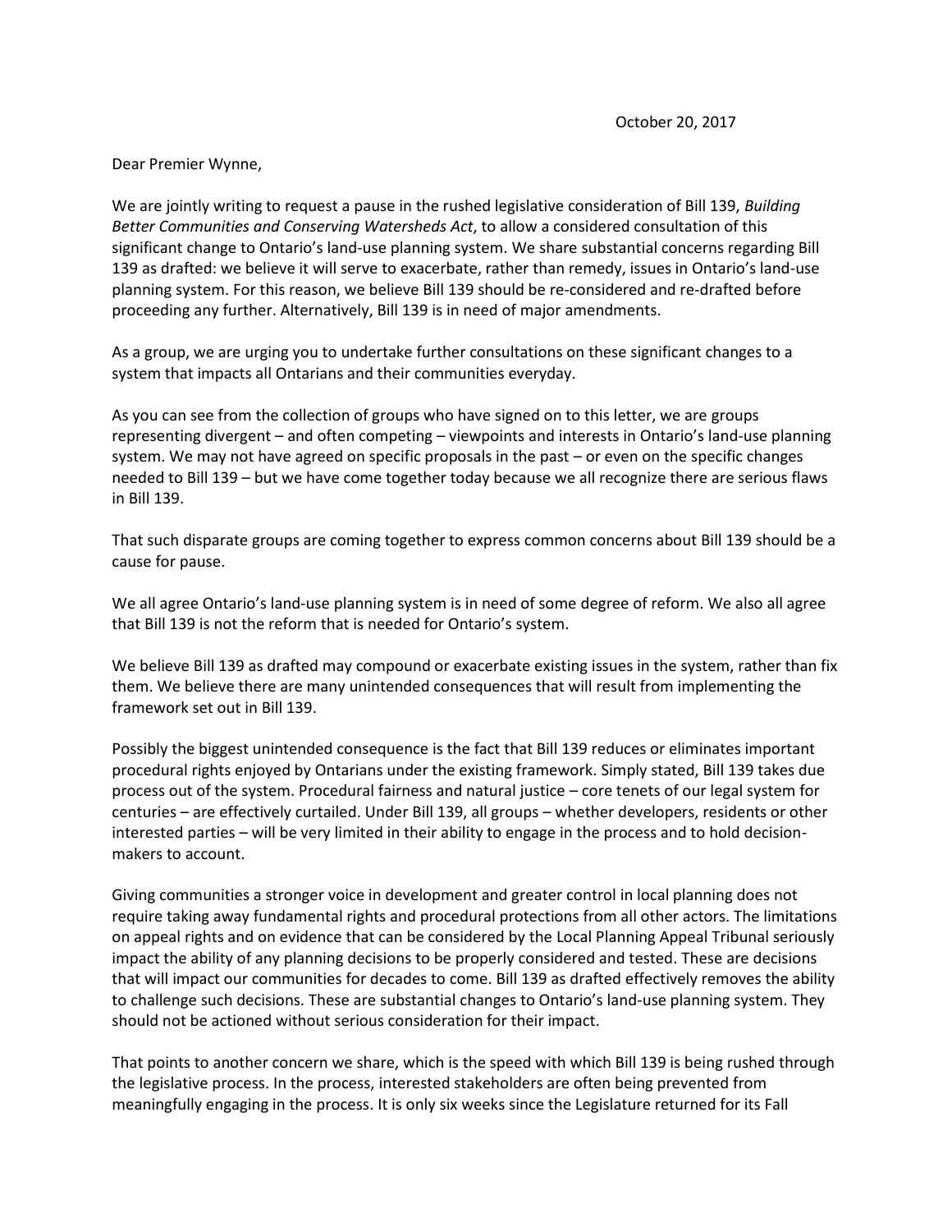October 20, 2017

Dear Premier Wynne,

We are jointly writing to request a pause in the rushed legislative consideration of Bill 139, *Building Better Communities and Conserving Watersheds Act*, to allow a considered consultation of this significant change to Ontario's land-use planning system. We share substantial concerns regarding Bill 139 as drafted: we believe it will serve to exacerbate, rather than remedy, issues in Ontario's land-use planning system. For this reason, we believe Bill 139 should be re-considered and re-drafted before proceeding any further. Alternatively, Bill 139 is in need of major amendments.

As a group, we are urging you to undertake further consultations on these significant changes to a system that impacts all Ontarians and their communities everyday.

As you can see from the collection of groups who have signed on to this letter, we are groups representing divergent – and often competing – viewpoints and interests in Ontario's land-use planning system. We may not have agreed on specific proposals in the past – or even on the specific changes needed to Bill 139 – but we have come together today because we all recognize there are serious flaws in Bill 139.

That such disparate groups are coming together to express common concerns about Bill 139 should be a cause for pause.

We all agree Ontario's land-use planning system is in need of some degree of reform. We also all agree that Bill 139 is not the reform that is needed for Ontario's system.

We believe Bill 139 as drafted may compound or exacerbate existing issues in the system, rather than fix them. We believe there are many unintended consequences that will result from implementing the framework set out in Bill 139.

Possibly the biggest unintended consequence is the fact that Bill 139 reduces or eliminates important procedural rights enjoyed by Ontarians under the existing framework. Simply stated, Bill 139 takes due process out of the system. Procedural fairness and natural justice – core tenets of our legal system for centuries – are effectively curtailed. Under Bill 139, all groups – whether developers, residents or other interested parties – will be very limited in their ability to engage in the process and to hold decision-makers to account.

Giving communities a stronger voice in development and greater control in local planning does not require taking away fundamental rights and procedural protections from all other actors. The limitations on appeal rights and on evidence that can be considered by the Local Planning Appeal Tribunal seriously impact the ability of any planning decisions to be properly considered and tested. These are decisions that will impact our communities for decades to come. Bill 139 as drafted effectively removes the ability to challenge such decisions. These are substantial changes to Ontario's land-use planning system. They should not be actioned without serious consideration for their impact.

That points to another concern we share, which is the speed with which Bill 139 is being rushed through the legislative process. In the process, interested stakeholders are often being prevented from meaningfully engaging in the process. It is only six weeks since the Legislature returned for its Fall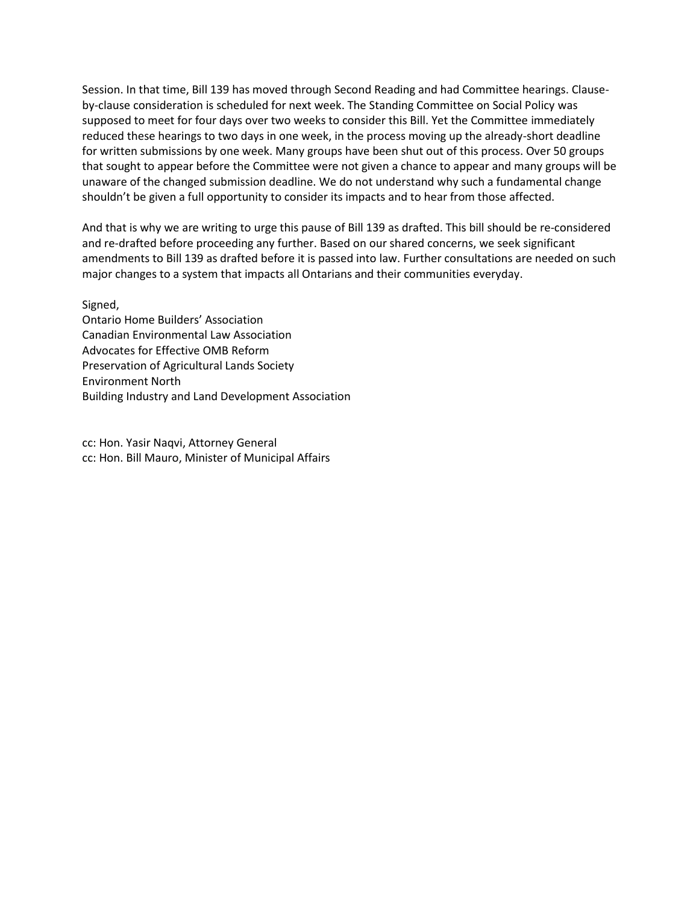Session. In that time, Bill 139 has moved through Second Reading and had Committee hearings. Clause-by-clause consideration is scheduled for next week. The Standing Committee on Social Policy was supposed to meet for four days over two weeks to consider this Bill. Yet the Committee immediately reduced these hearings to two days in one week, in the process moving up the already-short deadline for written submissions by one week. Many groups have been shut out of this process. Over 50 groups that sought to appear before the Committee were not given a chance to appear and many groups will be unaware of the changed submission deadline. We do not understand why such a fundamental change shouldn't be given a full opportunity to consider its impacts and to hear from those affected.

And that is why we are writing to urge this pause of Bill 139 as drafted. This bill should be re-considered and re-drafted before proceeding any further. Based on our shared concerns, we seek significant amendments to Bill 139 as drafted before it is passed into law. Further consultations are needed on such major changes to a system that impacts all Ontarians and their communities everyday.

Signed,
Ontario Home Builders' Association
Canadian Environmental Law Association
Advocates for Effective OMB Reform
Preservation of Agricultural Lands Society
Environment North
Building Industry and Land Development Association

cc: Hon. Yasir Naqvi, Attorney General
cc: Hon. Bill Mauro, Minister of Municipal Affairs